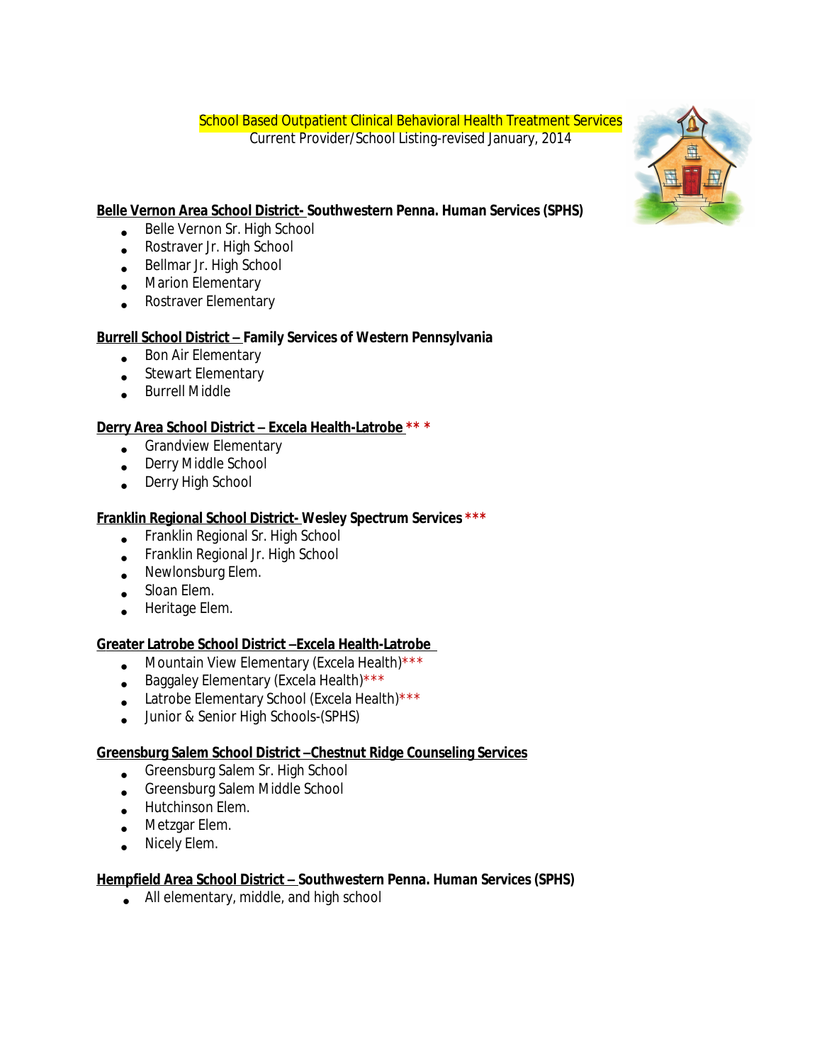# School Based Outpatient Clinical Behavioral Health Treatment Services

Current Provider/School Listing-revised January, 2014

**Belle Vernon Area School District- Southwestern Penna. Human Services (SPHS)**

- Belle Vernon Sr. High School
- Rostraver Jr. High School
- Bellmar Jr. High School
- Marion Elementary
- Rostraver Elementary

**Burrell School District – Family Services of Western Pennsylvania**

- Bon Air Elementary
- Stewart Elementary
- Burrell Middle

**Derry Area School District – Excela Health-Latrobe *****

- Grandview Elementary
- Derry Middle School
- Derry High School

**Franklin Regional School District- Wesley Spectrum Services *****

- Franklin Regional Sr. High School
- Franklin Regional Jr. High School
- Newlonsburg Elem.
- Sloan Elem.
- Heritage Elem.

**Greater Latrobe School District –Excela Health-Latrobe**

- Mountain View Elementary (Excela Health)***
- Baggaley Elementary (Excela Health)***
- Latrobe Elementary School (Excela Health)***
- Junior & Senior High Schools-(SPHS)

**Greensburg Salem School District –Chestnut Ridge Counseling Services**

- Greensburg Salem Sr. High School
- Greensburg Salem Middle School
- Hutchinson Elem.
- Metzgar Elem.
- Nicely Elem.

**Hempfield Area School District – Southwestern Penna. Human Services (SPHS)**

- All elementary, middle, and high school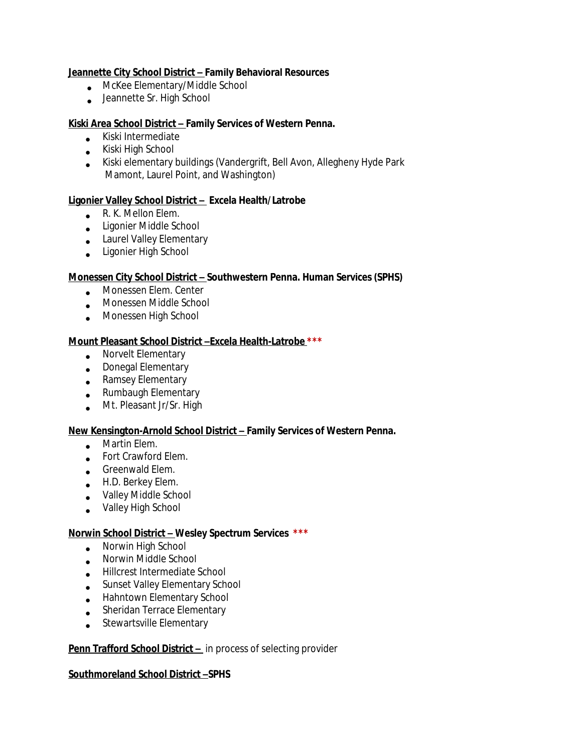**<u>Jeannette City School District –</u> Family Behavioral Resources**

- McKee Elementary/Middle School
- Jeannette Sr. High School

**<u>Kiski Area School District –</u> Family Services of Western Penna.**

- Kiski Intermediate
- Kiski High School
- Kiski elementary buildings (Vandergrift, Bell Avon, Allegheny Hyde Park Mamont, Laurel Point, and Washington)

**<u>Ligonier Valley School District –</u> Excela Health/Latrobe**

- R. K. Mellon Elem.
- Ligonier Middle School
- Laurel Valley Elementary
- Ligonier High School

**<u>Monessen City School District –</u> Southwestern Penna. Human Services (SPHS)**

- Monessen Elem. Center
- Monessen Middle School
- Monessen High School

**<u>Mount Pleasant School District –Excela Health-Latrobe</u> ***

- Norvelt Elementary
- Donegal Elementary
- Ramsey Elementary
- Rumbaugh Elementary
- Mt. Pleasant Jr/Sr. High

**<u>New Kensington-Arnold School District –</u> Family Services of Western Penna.**

- Martin Elem.
- Fort Crawford Elem.
- Greenwald Elem.
- H.D. Berkey Elem.
- Valley Middle School
- Valley High School

**<u>Norwin School District –</u> Wesley Spectrum Services ***

- Norwin High School
- Norwin Middle School
- Hillcrest Intermediate School
- Sunset Valley Elementary School
- Hahntown Elementary School
- Sheridan Terrace Elementary
- Stewartsville Elementary

**<u>Penn Trafford School District –</u>** in process of selecting provider

**<u>Southmoreland School District –</u>SPHS**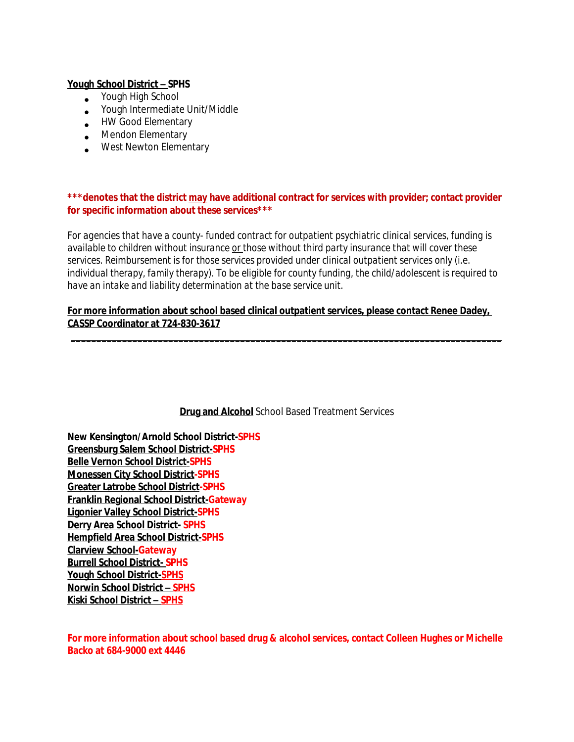**Yough School District – SPHS**

- Yough High School
- Yough Intermediate Unit/Middle
- HW Good Elementary
- Mendon Elementary
- West Newton Elementary

**\*\*\*denotes that the district may have additional contract for services with provider; contact provider for specific information about these services\*\*\***

For agencies that have a county- funded contract for outpatient psychiatric clinical services, funding is available to children without insurance or those without third party insurance that will cover these services. Reimbursement is for those services provided under clinical outpatient services only (i.e. individual therapy, family therapy). To be eligible for county funding, the child/adolescent is required to have an intake and liability determination at the base service unit.

**For more information about school based clinical outpatient services, please contact Renee Dadey, CASSP Coordinator at 724-830-3617**

---

**Drug and Alcohol** School Based Treatment Services

**New Kensington/Arnold School District-SPHS**
**Greensburg Salem School District-SPHS**
**Belle Vernon School District-SPHS**
**Monessen City School District-SPHS**
**Greater Latrobe School District-SPHS**
**Franklin Regional School District-Gateway**
**Ligonier Valley School District-SPHS**
**Derry Area School District- SPHS**
**Hempfield Area School District-SPHS**
**Clarview School-Gateway**
**Burrell School District- SPHS**
**Yough School District-SPHS**
**Norwin School District – SPHS**
**Kiski School District – SPHS**

**For more information about school based drug & alcohol services, contact Colleen Hughes or Michelle Backo at 684-9000 ext 4446**